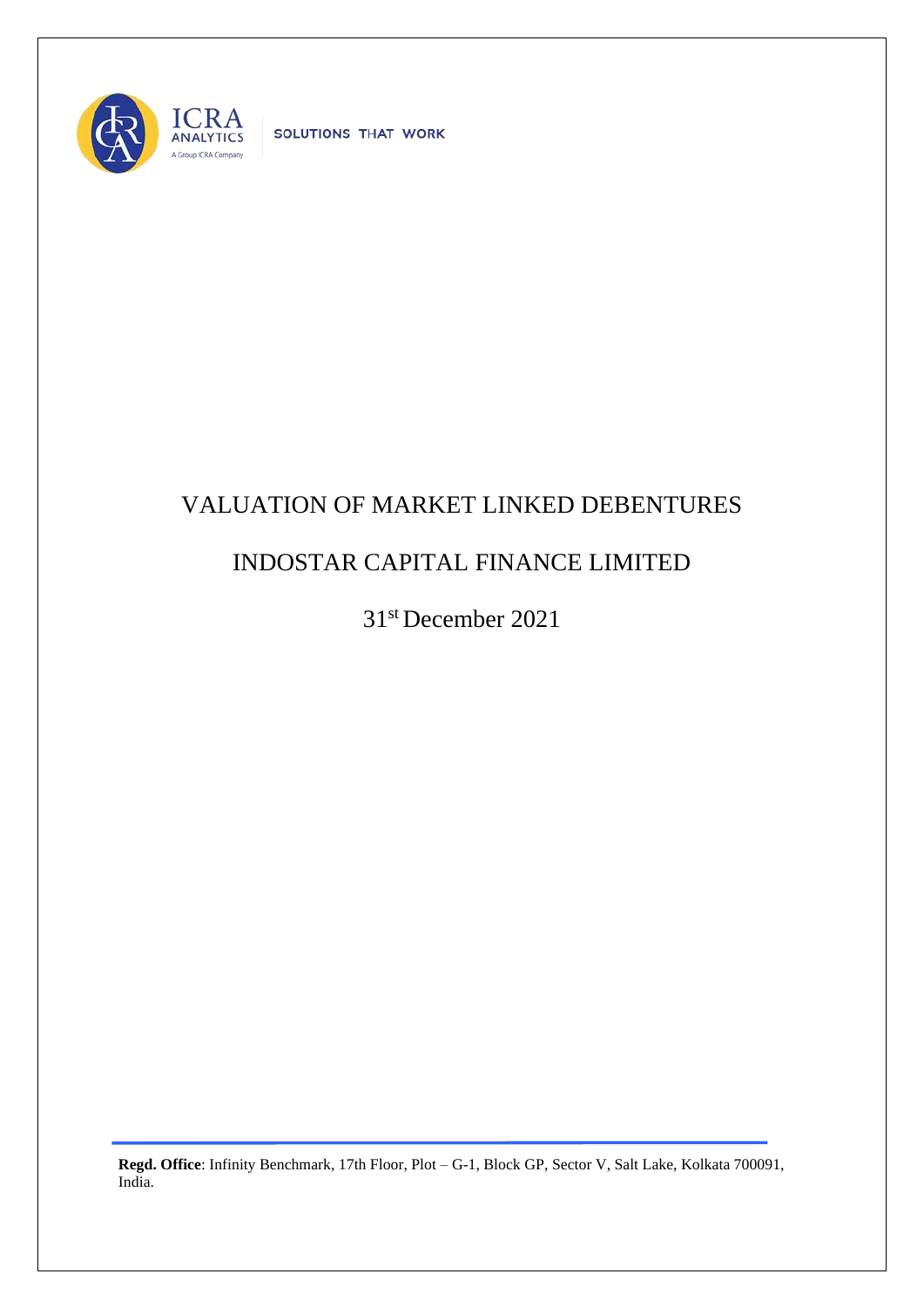ICRA ANALYTICS

A Group ICRA Company

SOLUTIONS THAT WORK

# VALUATION OF MARKET LINKED DEBENTURES

# INDOSTAR CAPITAL FINANCE LIMITED

31st December 2021

**Regd. Office**: Infinity Benchmark, 17th Floor, Plot – G-1, Block GP, Sector V, Salt Lake, Kolkata 700091, India.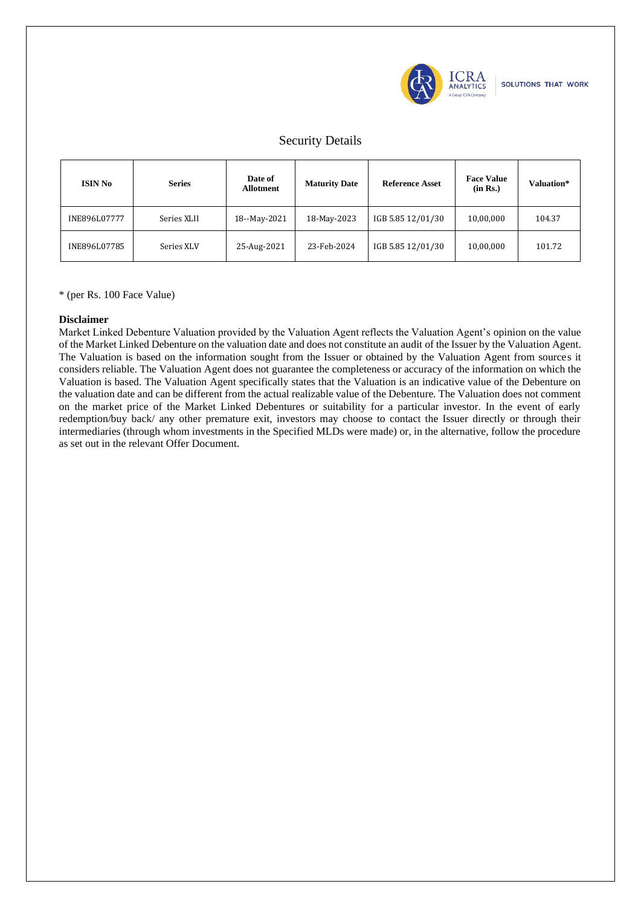# Security Details

| ISIN No | Series | Date of Allotment | Maturity Date | Reference Asset | Face Value (in Rs.) | Valuation* |
|---|---|---|---|---|---|---|
| INE896L07777 | Series XLII | 18--May-2021 | 18-May-2023 | IGB 5.85 12/01/30 | 10,00,000 | 104.37 |
| INE896L07785 | Series XLV | 25-Aug-2021 | 23-Feb-2024 | IGB 5.85 12/01/30 | 10,00,000 | 101.72 |

* (per Rs. 100 Face Value)

**Disclaimer**

Market Linked Debenture Valuation provided by the Valuation Agent reflects the Valuation Agent's opinion on the value of the Market Linked Debenture on the valuation date and does not constitute an audit of the Issuer by the Valuation Agent. The Valuation is based on the information sought from the Issuer or obtained by the Valuation Agent from sources it considers reliable. The Valuation Agent does not guarantee the completeness or accuracy of the information on which the Valuation is based. The Valuation Agent specifically states that the Valuation is an indicative value of the Debenture on the valuation date and can be different from the actual realizable value of the Debenture. The Valuation does not comment on the market price of the Market Linked Debentures or suitability for a particular investor. In the event of early redemption/buy back/ any other premature exit, investors may choose to contact the Issuer directly or through their intermediaries (through whom investments in the Specified MLDs were made) or, in the alternative, follow the procedure as set out in the relevant Offer Document.